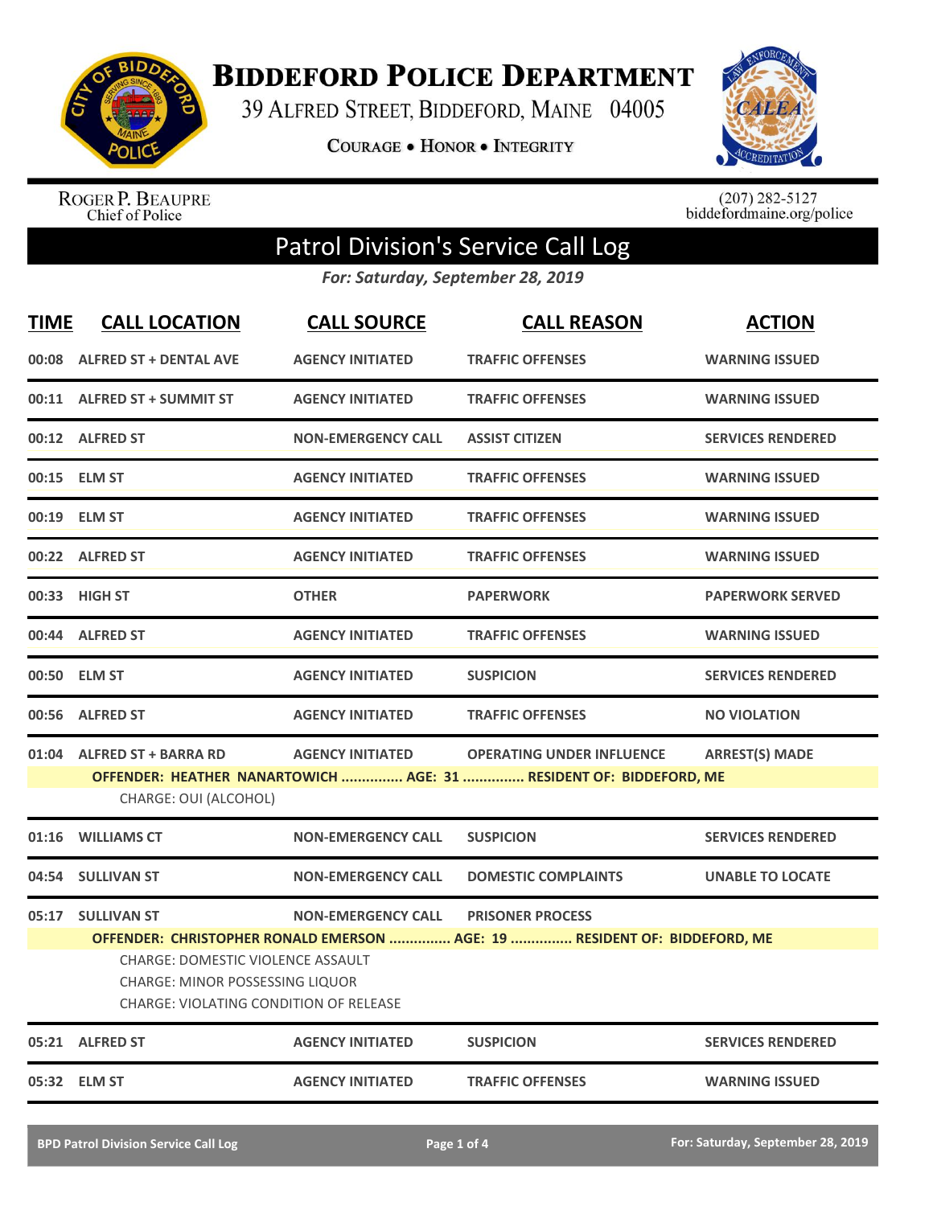# Biddeford Police Department

39 Alfred Street, Biddeford, Maine 04005

**Courage • Honor • Integrity**

Roger P. Beaupre
Chief of Police

(207) 282-5127
biddefordmaine.org/police

## Patrol Division's Service Call Log

*For: Saturday, September 28, 2019*

| TIME | CALL LOCATION | CALL SOURCE | CALL REASON | ACTION |
|---|---|---|---|---|
| 00:08 | ALFRED ST + DENTAL AVE | AGENCY INITIATED | TRAFFIC OFFENSES | WARNING ISSUED |
| 00:11 | ALFRED ST + SUMMIT ST | AGENCY INITIATED | TRAFFIC OFFENSES | WARNING ISSUED |
| 00:12 | ALFRED ST | NON-EMERGENCY CALL | ASSIST CITIZEN | SERVICES RENDERED |
| 00:15 | ELM ST | AGENCY INITIATED | TRAFFIC OFFENSES | WARNING ISSUED |
| 00:19 | ELM ST | AGENCY INITIATED | TRAFFIC OFFENSES | WARNING ISSUED |
| 00:22 | ALFRED ST | AGENCY INITIATED | TRAFFIC OFFENSES | WARNING ISSUED |
| 00:33 | HIGH ST | OTHER | PAPERWORK | PAPERWORK SERVED |
| 00:44 | ALFRED ST | AGENCY INITIATED | TRAFFIC OFFENSES | WARNING ISSUED |
| 00:50 | ELM ST | AGENCY INITIATED | SUSPICION | SERVICES RENDERED |
| 00:56 | ALFRED ST | AGENCY INITIATED | TRAFFIC OFFENSES | NO VIOLATION |
| 01:04 | ALFRED ST + BARRA RD | AGENCY INITIATED | OPERATING UNDER INFLUENCE | ARREST(S) MADE |
| | **OFFENDER: HEATHER NANARTOWICH ............... AGE: 31 ............... RESIDENT OF: BIDDEFORD, ME** | | | |
| | CHARGE: OUI (ALCOHOL) | | | |
| 01:16 | WILLIAMS CT | NON-EMERGENCY CALL | SUSPICION | SERVICES RENDERED |
| 04:54 | SULLIVAN ST | NON-EMERGENCY CALL | DOMESTIC COMPLAINTS | UNABLE TO LOCATE |
| 05:17 | SULLIVAN ST | NON-EMERGENCY CALL | PRISONER PROCESS | |
| | **OFFENDER: CHRISTOPHER RONALD EMERSON ............... AGE: 19 ............... RESIDENT OF: BIDDEFORD, ME** | | | |
| | CHARGE: DOMESTIC VIOLENCE ASSAULT<br>CHARGE: MINOR POSSESSING LIQUOR<br>CHARGE: VIOLATING CONDITION OF RELEASE | | | |
| 05:21 | ALFRED ST | AGENCY INITIATED | SUSPICION | SERVICES RENDERED |
| 05:32 | ELM ST | AGENCY INITIATED | TRAFFIC OFFENSES | WARNING ISSUED |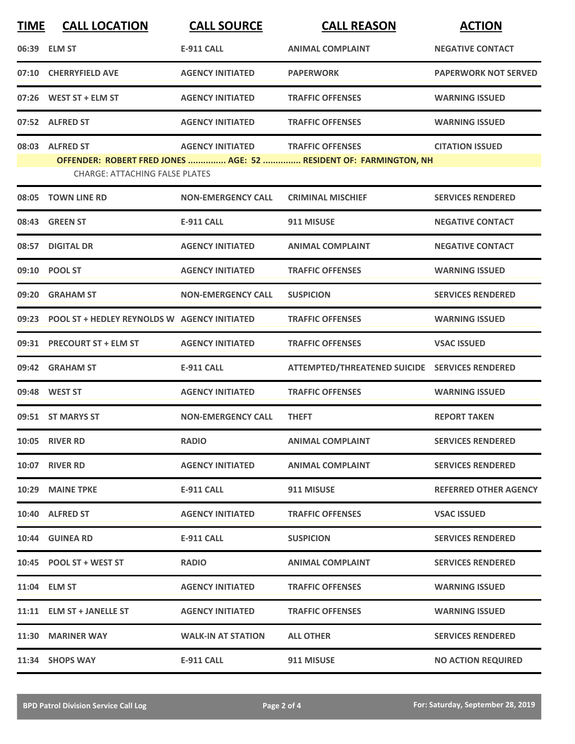| TIME | CALL LOCATION | CALL SOURCE | CALL REASON | ACTION |
|---|---|---|---|---|
| 06:39 | ELM ST | E-911 CALL | ANIMAL COMPLAINT | NEGATIVE CONTACT |
| 07:10 | CHERRYFIELD AVE | AGENCY INITIATED | PAPERWORK | PAPERWORK NOT SERVED |
| 07:26 | WEST ST + ELM ST | AGENCY INITIATED | TRAFFIC OFFENSES | WARNING ISSUED |
| 07:52 | ALFRED ST | AGENCY INITIATED | TRAFFIC OFFENSES | WARNING ISSUED |
| 08:03 | ALFRED ST | AGENCY INITIATED | TRAFFIC OFFENSES | CITATION ISSUED |
| | **OFFENDER: ROBERT FRED JONES ............... AGE: 52 ............... RESIDENT OF: FARMINGTON, NH** | | | |
| | CHARGE: ATTACHING FALSE PLATES | | | |
| 08:05 | TOWN LINE RD | NON-EMERGENCY CALL | CRIMINAL MISCHIEF | SERVICES RENDERED |
| 08:43 | GREEN ST | E-911 CALL | 911 MISUSE | NEGATIVE CONTACT |
| 08:57 | DIGITAL DR | AGENCY INITIATED | ANIMAL COMPLAINT | NEGATIVE CONTACT |
| 09:10 | POOL ST | AGENCY INITIATED | TRAFFIC OFFENSES | WARNING ISSUED |
| 09:20 | GRAHAM ST | NON-EMERGENCY CALL | SUSPICION | SERVICES RENDERED |
| 09:23 | POOL ST + HEDLEY REYNOLDS W | AGENCY INITIATED | TRAFFIC OFFENSES | WARNING ISSUED |
| 09:31 | PRECOURT ST + ELM ST | AGENCY INITIATED | TRAFFIC OFFENSES | VSAC ISSUED |
| 09:42 | GRAHAM ST | E-911 CALL | ATTEMPTED/THREATENED SUICIDE | SERVICES RENDERED |
| 09:48 | WEST ST | AGENCY INITIATED | TRAFFIC OFFENSES | WARNING ISSUED |
| 09:51 | ST MARYS ST | NON-EMERGENCY CALL | THEFT | REPORT TAKEN |
| 10:05 | RIVER RD | RADIO | ANIMAL COMPLAINT | SERVICES RENDERED |
| 10:07 | RIVER RD | AGENCY INITIATED | ANIMAL COMPLAINT | SERVICES RENDERED |
| 10:29 | MAINE TPKE | E-911 CALL | 911 MISUSE | REFERRED OTHER AGENCY |
| 10:40 | ALFRED ST | AGENCY INITIATED | TRAFFIC OFFENSES | VSAC ISSUED |
| 10:44 | GUINEA RD | E-911 CALL | SUSPICION | SERVICES RENDERED |
| 10:45 | POOL ST + WEST ST | RADIO | ANIMAL COMPLAINT | SERVICES RENDERED |
| 11:04 | ELM ST | AGENCY INITIATED | TRAFFIC OFFENSES | WARNING ISSUED |
| 11:11 | ELM ST + JANELLE ST | AGENCY INITIATED | TRAFFIC OFFENSES | WARNING ISSUED |
| 11:30 | MARINER WAY | WALK-IN AT STATION | ALL OTHER | SERVICES RENDERED |
| 11:34 | SHOPS WAY | E-911 CALL | 911 MISUSE | NO ACTION REQUIRED |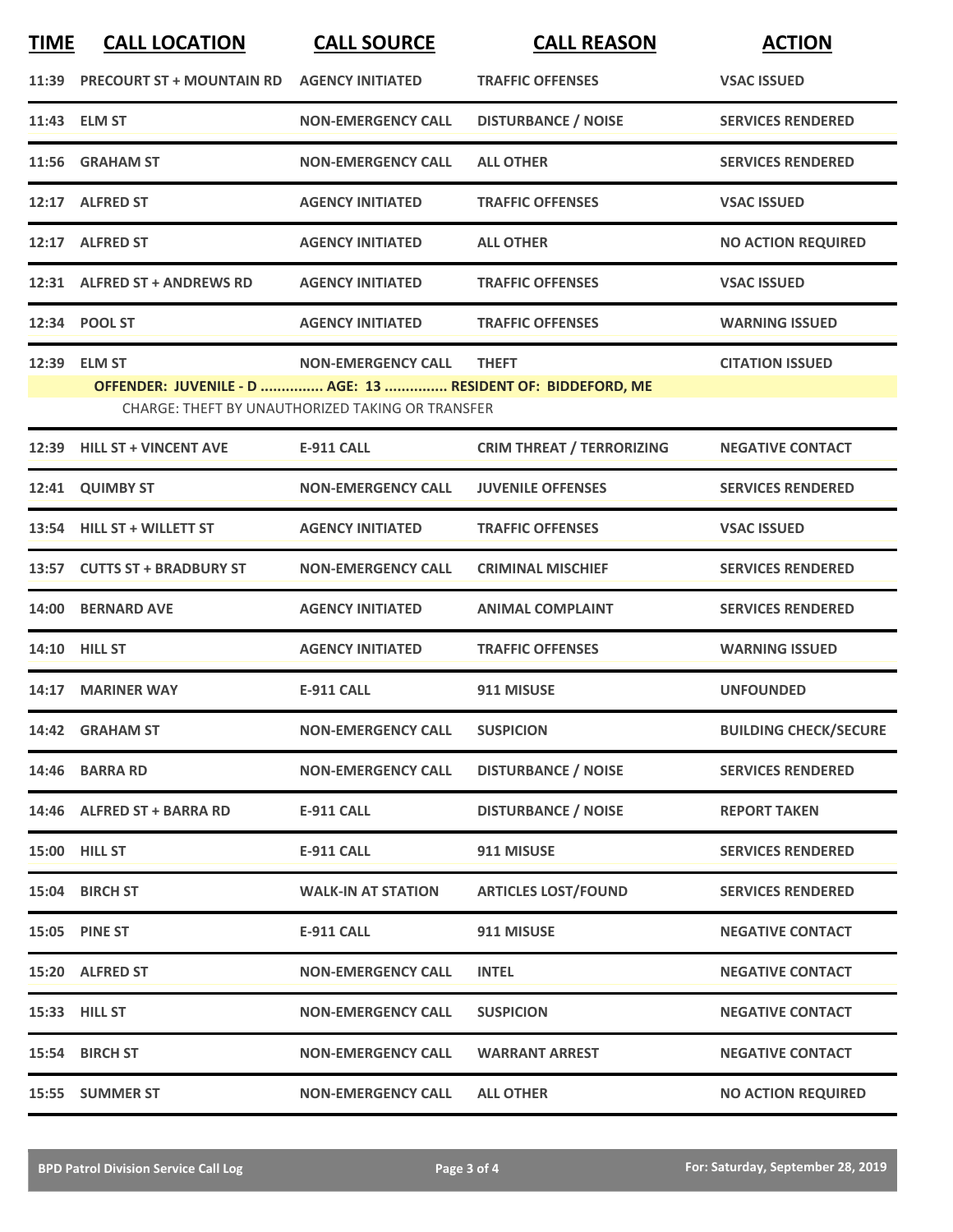| TIME | CALL LOCATION | CALL SOURCE | CALL REASON | ACTION |
|---|---|---|---|---|
| 11:39 | PRECOURT ST + MOUNTAIN RD | AGENCY INITIATED | TRAFFIC OFFENSES | VSAC ISSUED |
| 11:43 | ELM ST | NON-EMERGENCY CALL | DISTURBANCE / NOISE | SERVICES RENDERED |
| 11:56 | GRAHAM ST | NON-EMERGENCY CALL | ALL OTHER | SERVICES RENDERED |
| 12:17 | ALFRED ST | AGENCY INITIATED | TRAFFIC OFFENSES | VSAC ISSUED |
| 12:17 | ALFRED ST | AGENCY INITIATED | ALL OTHER | NO ACTION REQUIRED |
| 12:31 | ALFRED ST + ANDREWS RD | AGENCY INITIATED | TRAFFIC OFFENSES | VSAC ISSUED |
| 12:34 | POOL ST | AGENCY INITIATED | TRAFFIC OFFENSES | WARNING ISSUED |
| 12:39 | ELM ST | NON-EMERGENCY CALL | THEFT | CITATION ISSUED |
| | OFFENDER: JUVENILE - D ............... AGE: 13 ............... RESIDENT OF: BIDDEFORD, ME | | | |
| | CHARGE: THEFT BY UNAUTHORIZED TAKING OR TRANSFER | | | |
| 12:39 | HILL ST + VINCENT AVE | E-911 CALL | CRIM THREAT / TERRORIZING | NEGATIVE CONTACT |
| 12:41 | QUIMBY ST | NON-EMERGENCY CALL | JUVENILE OFFENSES | SERVICES RENDERED |
| 13:54 | HILL ST + WILLETT ST | AGENCY INITIATED | TRAFFIC OFFENSES | VSAC ISSUED |
| 13:57 | CUTTS ST + BRADBURY ST | NON-EMERGENCY CALL | CRIMINAL MISCHIEF | SERVICES RENDERED |
| 14:00 | BERNARD AVE | AGENCY INITIATED | ANIMAL COMPLAINT | SERVICES RENDERED |
| 14:10 | HILL ST | AGENCY INITIATED | TRAFFIC OFFENSES | WARNING ISSUED |
| 14:17 | MARINER WAY | E-911 CALL | 911 MISUSE | UNFOUNDED |
| 14:42 | GRAHAM ST | NON-EMERGENCY CALL | SUSPICION | BUILDING CHECK/SECURE |
| 14:46 | BARRA RD | NON-EMERGENCY CALL | DISTURBANCE / NOISE | SERVICES RENDERED |
| 14:46 | ALFRED ST + BARRA RD | E-911 CALL | DISTURBANCE / NOISE | REPORT TAKEN |
| 15:00 | HILL ST | E-911 CALL | 911 MISUSE | SERVICES RENDERED |
| 15:04 | BIRCH ST | WALK-IN AT STATION | ARTICLES LOST/FOUND | SERVICES RENDERED |
| 15:05 | PINE ST | E-911 CALL | 911 MISUSE | NEGATIVE CONTACT |
| 15:20 | ALFRED ST | NON-EMERGENCY CALL | INTEL | NEGATIVE CONTACT |
| 15:33 | HILL ST | NON-EMERGENCY CALL | SUSPICION | NEGATIVE CONTACT |
| 15:54 | BIRCH ST | NON-EMERGENCY CALL | WARRANT ARREST | NEGATIVE CONTACT |
| 15:55 | SUMMER ST | NON-EMERGENCY CALL | ALL OTHER | NO ACTION REQUIRED |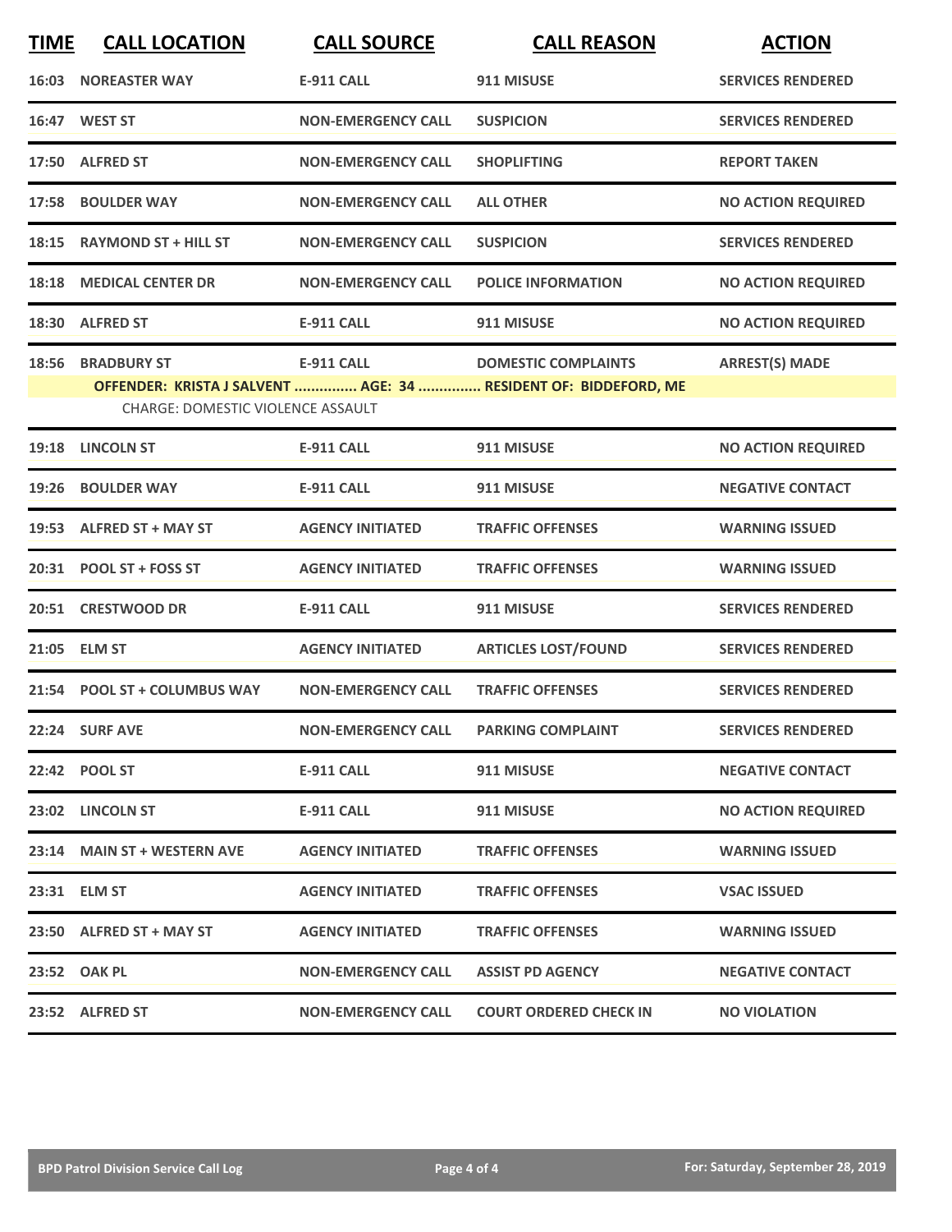| TIME | CALL LOCATION | CALL SOURCE | CALL REASON | ACTION |
|---|---|---|---|---|
| 16:03 | NOREASTER WAY | E-911 CALL | 911 MISUSE | SERVICES RENDERED |
| 16:47 | WEST ST | NON-EMERGENCY CALL | SUSPICION | SERVICES RENDERED |
| 17:50 | ALFRED ST | NON-EMERGENCY CALL | SHOPLIFTING | REPORT TAKEN |
| 17:58 | BOULDER WAY | NON-EMERGENCY CALL | ALL OTHER | NO ACTION REQUIRED |
| 18:15 | RAYMOND ST + HILL ST | NON-EMERGENCY CALL | SUSPICION | SERVICES RENDERED |
| 18:18 | MEDICAL CENTER DR | NON-EMERGENCY CALL | POLICE INFORMATION | NO ACTION REQUIRED |
| 18:30 | ALFRED ST | E-911 CALL | 911 MISUSE | NO ACTION REQUIRED |
| 18:56 | BRADBURY ST | E-911 CALL | DOMESTIC COMPLAINTS | ARREST(S) MADE |
| | OFFENDER: KRISTA J SALVENT ............... AGE: 34 ............... RESIDENT OF: BIDDEFORD, ME | | | |
| | CHARGE: DOMESTIC VIOLENCE ASSAULT | | | |
| 19:18 | LINCOLN ST | E-911 CALL | 911 MISUSE | NO ACTION REQUIRED |
| 19:26 | BOULDER WAY | E-911 CALL | 911 MISUSE | NEGATIVE CONTACT |
| 19:53 | ALFRED ST + MAY ST | AGENCY INITIATED | TRAFFIC OFFENSES | WARNING ISSUED |
| 20:31 | POOL ST + FOSS ST | AGENCY INITIATED | TRAFFIC OFFENSES | WARNING ISSUED |
| 20:51 | CRESTWOOD DR | E-911 CALL | 911 MISUSE | SERVICES RENDERED |
| 21:05 | ELM ST | AGENCY INITIATED | ARTICLES LOST/FOUND | SERVICES RENDERED |
| 21:54 | POOL ST + COLUMBUS WAY | NON-EMERGENCY CALL | TRAFFIC OFFENSES | SERVICES RENDERED |
| 22:24 | SURF AVE | NON-EMERGENCY CALL | PARKING COMPLAINT | SERVICES RENDERED |
| 22:42 | POOL ST | E-911 CALL | 911 MISUSE | NEGATIVE CONTACT |
| 23:02 | LINCOLN ST | E-911 CALL | 911 MISUSE | NO ACTION REQUIRED |
| 23:14 | MAIN ST + WESTERN AVE | AGENCY INITIATED | TRAFFIC OFFENSES | WARNING ISSUED |
| 23:31 | ELM ST | AGENCY INITIATED | TRAFFIC OFFENSES | VSAC ISSUED |
| 23:50 | ALFRED ST + MAY ST | AGENCY INITIATED | TRAFFIC OFFENSES | WARNING ISSUED |
| 23:52 | OAK PL | NON-EMERGENCY CALL | ASSIST PD AGENCY | NEGATIVE CONTACT |
| 23:52 | ALFRED ST | NON-EMERGENCY CALL | COURT ORDERED CHECK IN | NO VIOLATION |